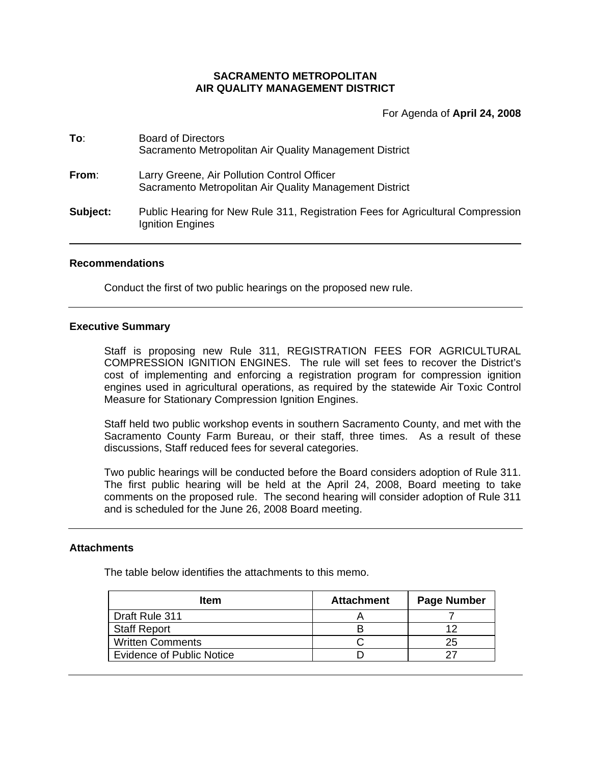**SACRAMENTO METROPOLITAN**
**AIR QUALITY MANAGEMENT DISTRICT**

For Agenda of **April 24, 2008**

**To**: Board of Directors
Sacramento Metropolitan Air Quality Management District

**From**: Larry Greene, Air Pollution Control Officer
Sacramento Metropolitan Air Quality Management District

**Subject:** Public Hearing for New Rule 311, Registration Fees for Agricultural Compression Ignition Engines

---

### Recommendations

Conduct the first of two public hearings on the proposed new rule.

---

### Executive Summary

Staff is proposing new Rule 311, REGISTRATION FEES FOR AGRICULTURAL COMPRESSION IGNITION ENGINES. The rule will set fees to recover the District's cost of implementing and enforcing a registration program for compression ignition engines used in agricultural operations, as required by the statewide Air Toxic Control Measure for Stationary Compression Ignition Engines.

Staff held two public workshop events in southern Sacramento County, and met with the Sacramento County Farm Bureau, or their staff, three times. As a result of these discussions, Staff reduced fees for several categories.

Two public hearings will be conducted before the Board considers adoption of Rule 311. The first public hearing will be held at the April 24, 2008, Board meeting to take comments on the proposed rule. The second hearing will consider adoption of Rule 311 and is scheduled for the June 26, 2008 Board meeting.

---

### Attachments

The table below identifies the attachments to this memo.

| Item | Attachment | Page Number |
|---|---|---|
| Draft Rule 311 | A | 7 |
| Staff Report | B | 12 |
| Written Comments | C | 25 |
| Evidence of Public Notice | D | 27 |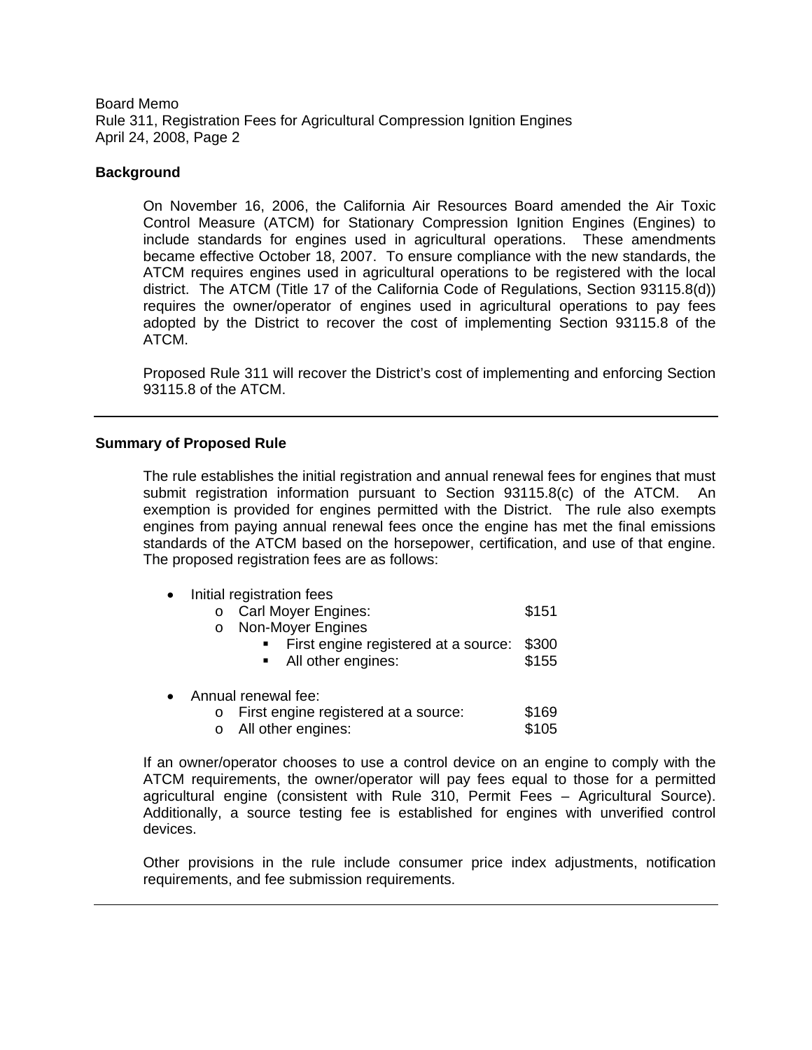## Background

On November 16, 2006, the California Air Resources Board amended the Air Toxic Control Measure (ATCM) for Stationary Compression Ignition Engines (Engines) to include standards for engines used in agricultural operations. These amendments became effective October 18, 2007. To ensure compliance with the new standards, the ATCM requires engines used in agricultural operations to be registered with the local district. The ATCM (Title 17 of the California Code of Regulations, Section 93115.8(d)) requires the owner/operator of engines used in agricultural operations to pay fees adopted by the District to recover the cost of implementing Section 93115.8 of the ATCM.

Proposed Rule 311 will recover the District's cost of implementing and enforcing Section 93115.8 of the ATCM.

---

## Summary of Proposed Rule

The rule establishes the initial registration and annual renewal fees for engines that must submit registration information pursuant to Section 93115.8(c) of the ATCM. An exemption is provided for engines permitted with the District. The rule also exempts engines from paying annual renewal fees once the engine has met the final emissions standards of the ATCM based on the horsepower, certification, and use of that engine. The proposed registration fees are as follows:

- Initial registration fees
  - Carl Moyer Engines: $151
  - Non-Moyer Engines
    - First engine registered at a source: $300
    - All other engines: $155

- Annual renewal fee:
  - First engine registered at a source: $169
  - All other engines: $105

If an owner/operator chooses to use a control device on an engine to comply with the ATCM requirements, the owner/operator will pay fees equal to those for a permitted agricultural engine (consistent with Rule 310, Permit Fees – Agricultural Source). Additionally, a source testing fee is established for engines with unverified control devices.

Other provisions in the rule include consumer price index adjustments, notification requirements, and fee submission requirements.

---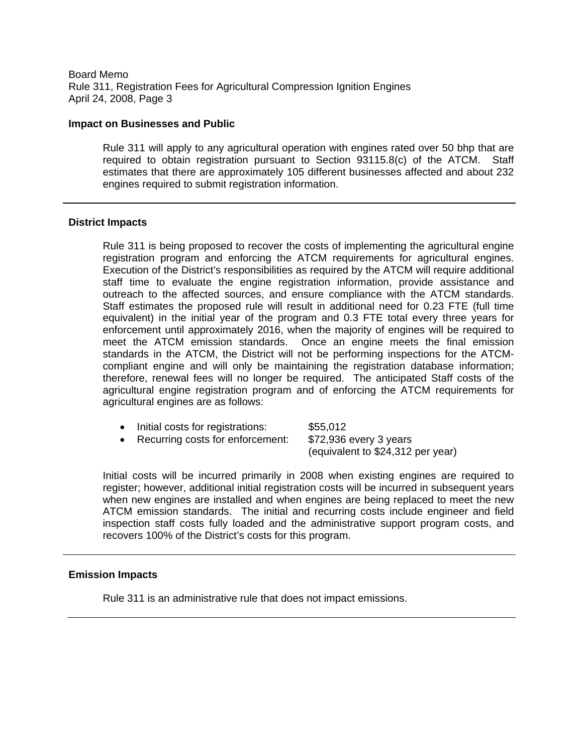## Impact on Businesses and Public

Rule 311 will apply to any agricultural operation with engines rated over 50 bhp that are required to obtain registration pursuant to Section 93115.8(c) of the ATCM. Staff estimates that there are approximately 105 different businesses affected and about 232 engines required to submit registration information.

---

## District Impacts

Rule 311 is being proposed to recover the costs of implementing the agricultural engine registration program and enforcing the ATCM requirements for agricultural engines. Execution of the District's responsibilities as required by the ATCM will require additional staff time to evaluate the engine registration information, provide assistance and outreach to the affected sources, and ensure compliance with the ATCM standards. Staff estimates the proposed rule will result in additional need for 0.23 FTE (full time equivalent) in the initial year of the program and 0.3 FTE total every three years for enforcement until approximately 2016, when the majority of engines will be required to meet the ATCM emission standards. Once an engine meets the final emission standards in the ATCM, the District will not be performing inspections for the ATCM-compliant engine and will only be maintaining the registration database information; therefore, renewal fees will no longer be required. The anticipated Staff costs of the agricultural engine registration program and of enforcing the ATCM requirements for agricultural engines are as follows:

- Initial costs for registrations: $55,012
- Recurring costs for enforcement: $72,936 every 3 years (equivalent to $24,312 per year)

Initial costs will be incurred primarily in 2008 when existing engines are required to register; however, additional initial registration costs will be incurred in subsequent years when new engines are installed and when engines are being replaced to meet the new ATCM emission standards. The initial and recurring costs include engineer and field inspection staff costs fully loaded and the administrative support program costs, and recovers 100% of the District's costs for this program.

---

## Emission Impacts

Rule 311 is an administrative rule that does not impact emissions.

---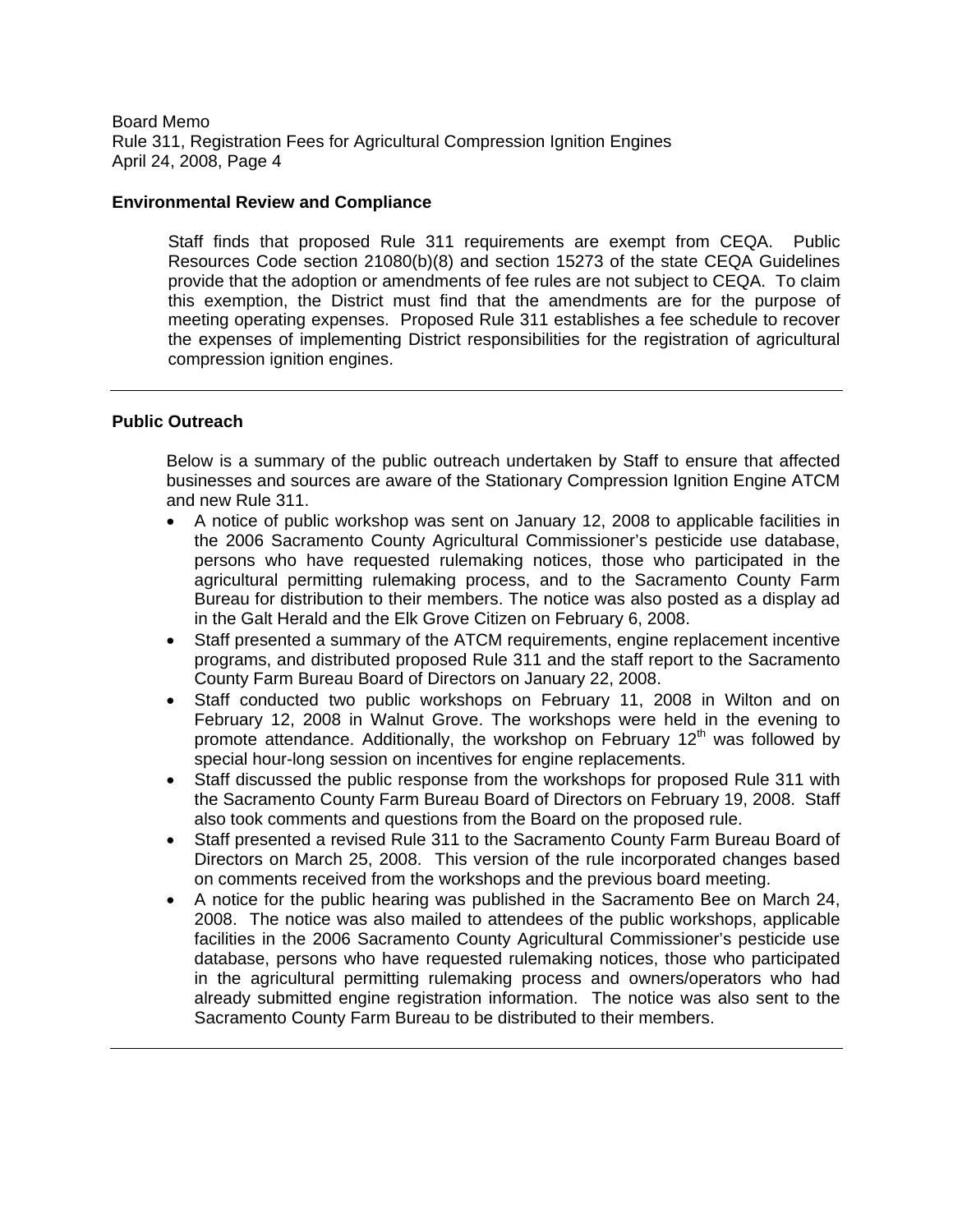## Environmental Review and Compliance

Staff finds that proposed Rule 311 requirements are exempt from CEQA. Public Resources Code section 21080(b)(8) and section 15273 of the state CEQA Guidelines provide that the adoption or amendments of fee rules are not subject to CEQA. To claim this exemption, the District must find that the amendments are for the purpose of meeting operating expenses. Proposed Rule 311 establishes a fee schedule to recover the expenses of implementing District responsibilities for the registration of agricultural compression ignition engines.

---

## Public Outreach

Below is a summary of the public outreach undertaken by Staff to ensure that affected businesses and sources are aware of the Stationary Compression Ignition Engine ATCM and new Rule 311.

- A notice of public workshop was sent on January 12, 2008 to applicable facilities in the 2006 Sacramento County Agricultural Commissioner's pesticide use database, persons who have requested rulemaking notices, those who participated in the agricultural permitting rulemaking process, and to the Sacramento County Farm Bureau for distribution to their members. The notice was also posted as a display ad in the Galt Herald and the Elk Grove Citizen on February 6, 2008.
- Staff presented a summary of the ATCM requirements, engine replacement incentive programs, and distributed proposed Rule 311 and the staff report to the Sacramento County Farm Bureau Board of Directors on January 22, 2008.
- Staff conducted two public workshops on February 11, 2008 in Wilton and on February 12, 2008 in Walnut Grove. The workshops were held in the evening to promote attendance. Additionally, the workshop on February 12th was followed by special hour-long session on incentives for engine replacements.
- Staff discussed the public response from the workshops for proposed Rule 311 with the Sacramento County Farm Bureau Board of Directors on February 19, 2008. Staff also took comments and questions from the Board on the proposed rule.
- Staff presented a revised Rule 311 to the Sacramento County Farm Bureau Board of Directors on March 25, 2008. This version of the rule incorporated changes based on comments received from the workshops and the previous board meeting.
- A notice for the public hearing was published in the Sacramento Bee on March 24, 2008. The notice was also mailed to attendees of the public workshops, applicable facilities in the 2006 Sacramento County Agricultural Commissioner's pesticide use database, persons who have requested rulemaking notices, those who participated in the agricultural permitting rulemaking process and owners/operators who had already submitted engine registration information. The notice was also sent to the Sacramento County Farm Bureau to be distributed to their members.

---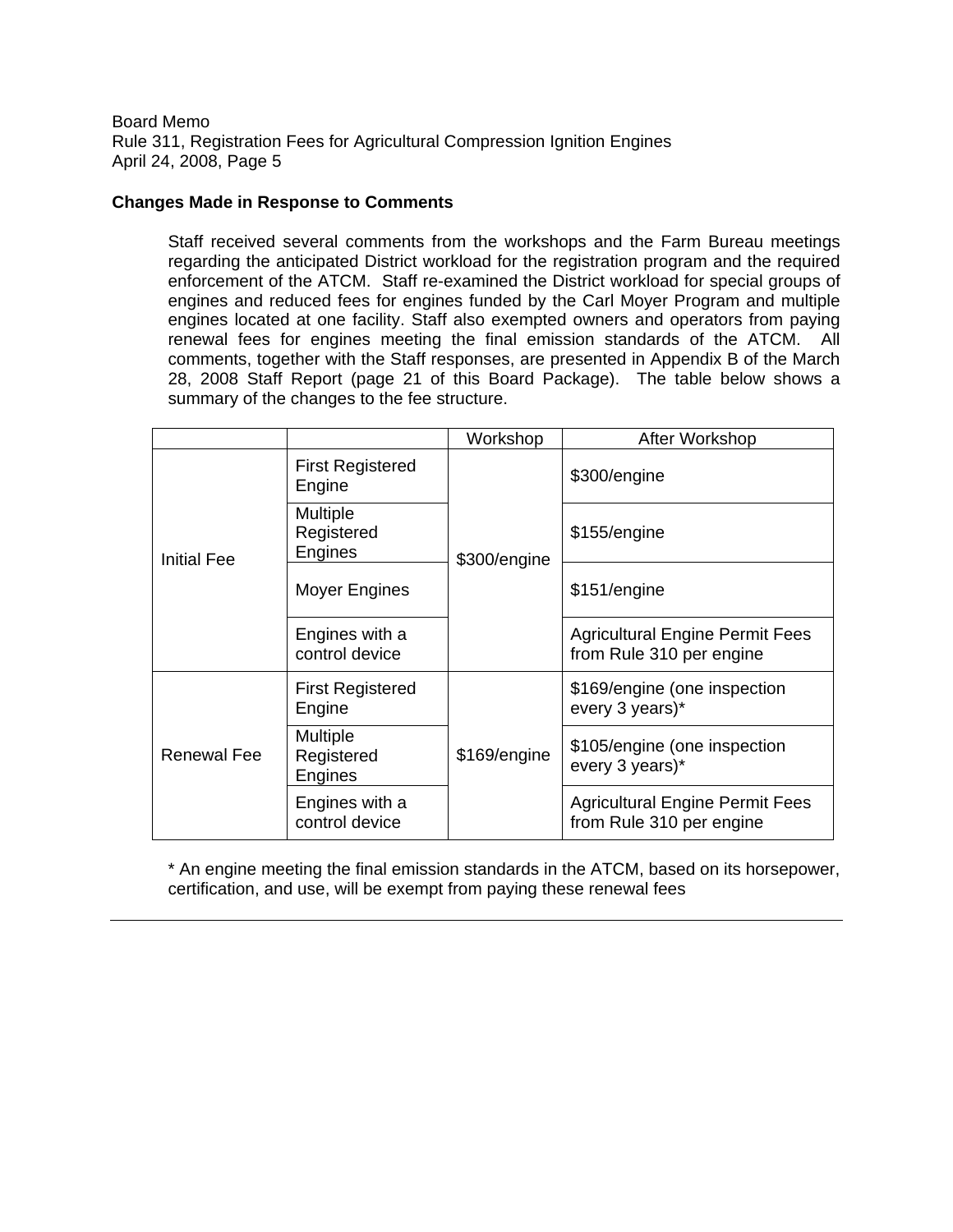**Changes Made in Response to Comments**

Staff received several comments from the workshops and the Farm Bureau meetings regarding the anticipated District workload for the registration program and the required enforcement of the ATCM. Staff re-examined the District workload for special groups of engines and reduced fees for engines funded by the Carl Moyer Program and multiple engines located at one facility. Staff also exempted owners and operators from paying renewal fees for engines meeting the final emission standards of the ATCM. All comments, together with the Staff responses, are presented in Appendix B of the March 28, 2008 Staff Report (page 21 of this Board Package). The table below shows a summary of the changes to the fee structure.

| | | Workshop | After Workshop |
|---|---|---|---|
| Initial Fee | First Registered Engine | $300/engine | $300/engine |
| | Multiple Registered Engines | | $155/engine |
| | Moyer Engines | | $151/engine |
| | Engines with a control device | | Agricultural Engine Permit Fees from Rule 310 per engine |
| Renewal Fee | First Registered Engine | $169/engine | $169/engine (one inspection every 3 years)* |
| | Multiple Registered Engines | | $105/engine (one inspection every 3 years)* |
| | Engines with a control device | | Agricultural Engine Permit Fees from Rule 310 per engine |

* An engine meeting the final emission standards in the ATCM, based on its horsepower, certification, and use, will be exempt from paying these renewal fees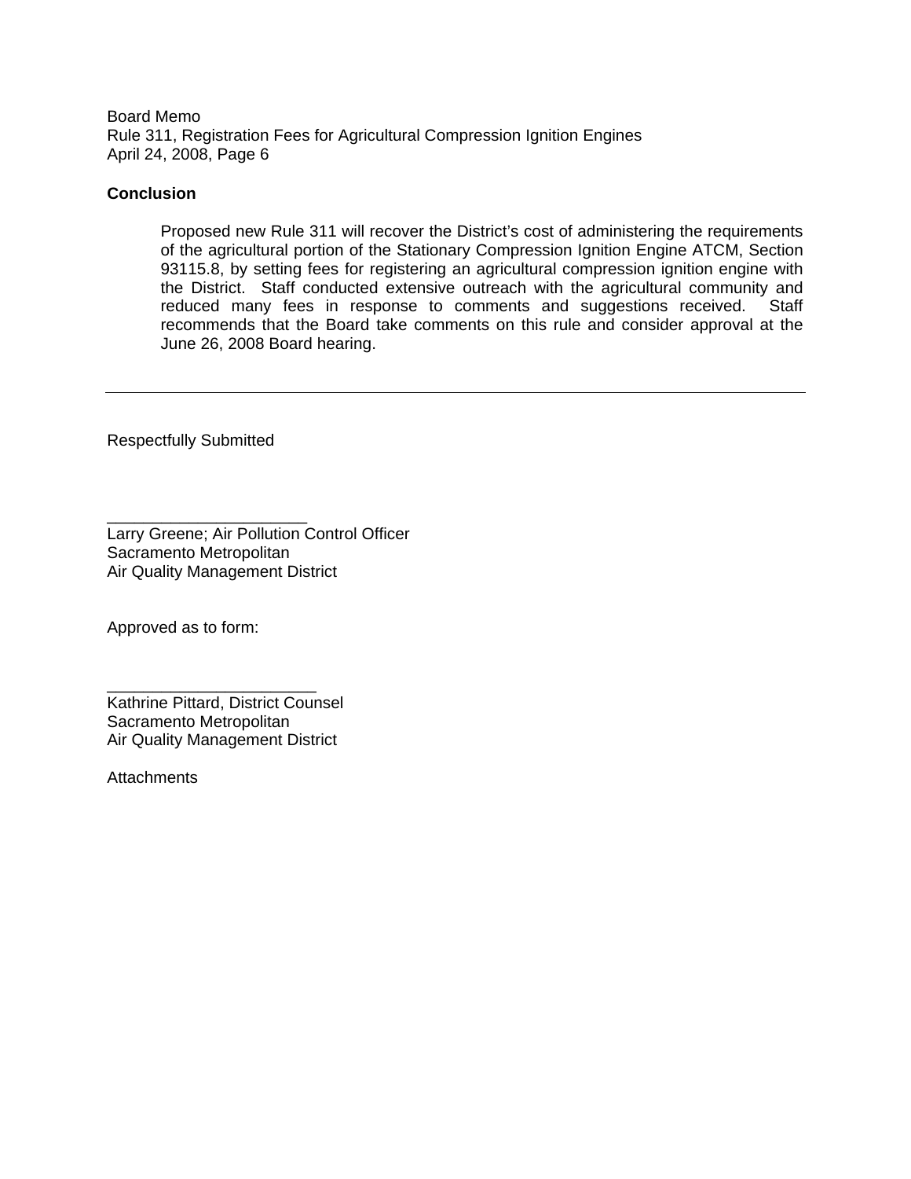## Conclusion

Proposed new Rule 311 will recover the District's cost of administering the requirements of the agricultural portion of the Stationary Compression Ignition Engine ATCM, Section 93115.8, by setting fees for registering an agricultural compression ignition engine with the District. Staff conducted extensive outreach with the agricultural community and reduced many fees in response to comments and suggestions received. Staff recommends that the Board take comments on this rule and consider approval at the June 26, 2008 Board hearing.

---

Respectfully Submitted

______________________
Larry Greene; Air Pollution Control Officer
Sacramento Metropolitan
Air Quality Management District

Approved as to form:

______________________
Kathrine Pittard, District Counsel
Sacramento Metropolitan
Air Quality Management District

Attachments